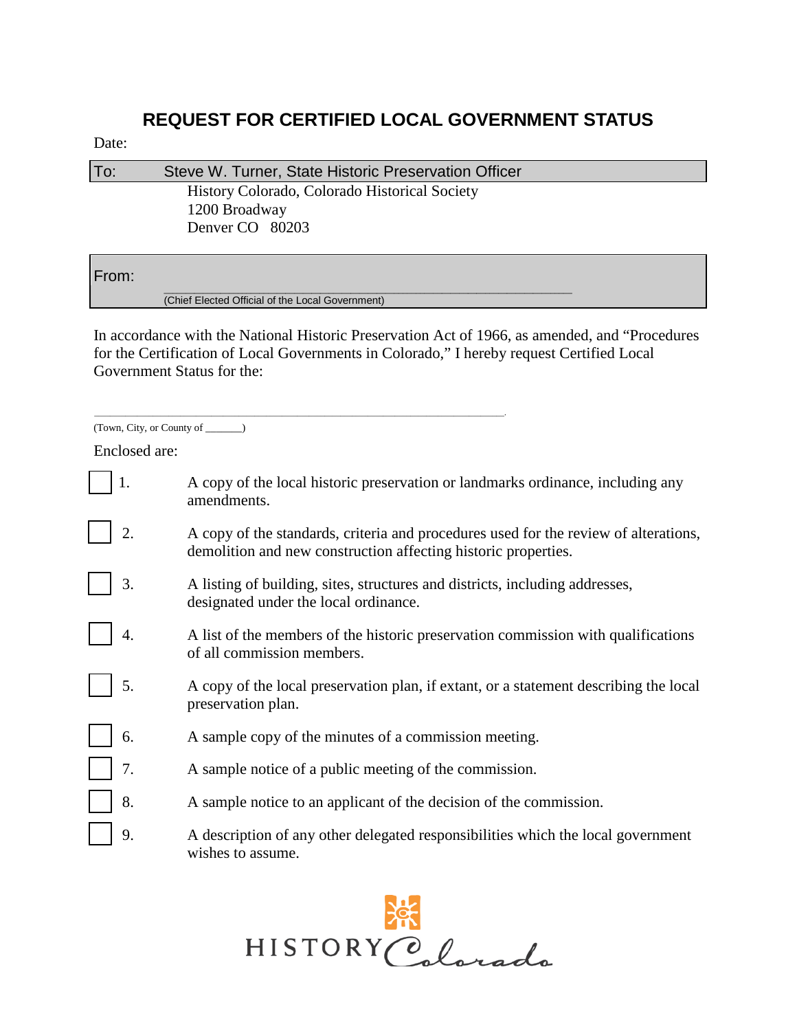# REQUEST FOR CERTIFIED LOCAL GOVERNMENT STATUS

Date:

**To:** Steve W. Turner, State Historic Preservation Officer
History Colorado, Colorado Historical Society
1200 Broadway
Denver CO 80203

**From:**

_______________________________________________
(Chief Elected Official of the Local Government)

In accordance with the National Historic Preservation Act of 1966, as amended, and "Procedures for the Certification of Local Governments in Colorado," I hereby request Certified Local Government Status for the:

_______________________________________________
(Town, City, or County of _______)

Enclosed are:

- ☐ 1. A copy of the local historic preservation or landmarks ordinance, including any amendments.
- ☐ 2. A copy of the standards, criteria and procedures used for the review of alterations, demolition and new construction affecting historic properties.
- ☐ 3. A listing of building, sites, structures and districts, including addresses, designated under the local ordinance.
- ☐ 4. A list of the members of the historic preservation commission with qualifications of all commission members.
- ☐ 5. A copy of the local preservation plan, if extant, or a statement describing the local preservation plan.
- ☐ 6. A sample copy of the minutes of a commission meeting.
- ☐ 7. A sample notice of a public meeting of the commission.
- ☐ 8. A sample notice to an applicant of the decision of the commission.
- ☐ 9. A description of any other delegated responsibilities which the local government wishes to assume.

HISTORY Colorado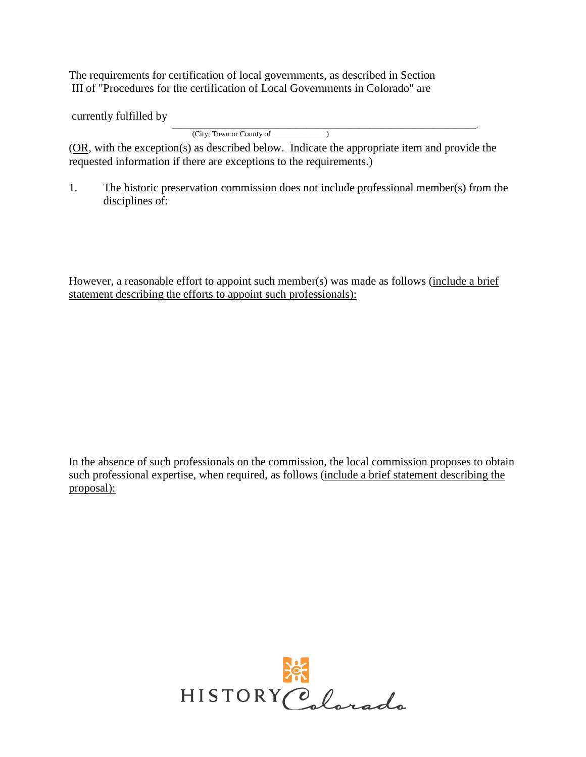The requirements for certification of local governments, as described in Section III of "Procedures for the certification of Local Governments in Colorado" are

currently fulfilled by ______________________________________________________________.

(City, Town or County of _____________)

(OR, with the exception(s) as described below. Indicate the appropriate item and provide the requested information if there are exceptions to the requirements.)

1. The historic preservation commission does not include professional member(s) from the disciplines of:

However, a reasonable effort to appoint such member(s) was made as follows (include a brief statement describing the efforts to appoint such professionals):

In the absence of such professionals on the commission, the local commission proposes to obtain such professional expertise, when required, as follows (include a brief statement describing the proposal):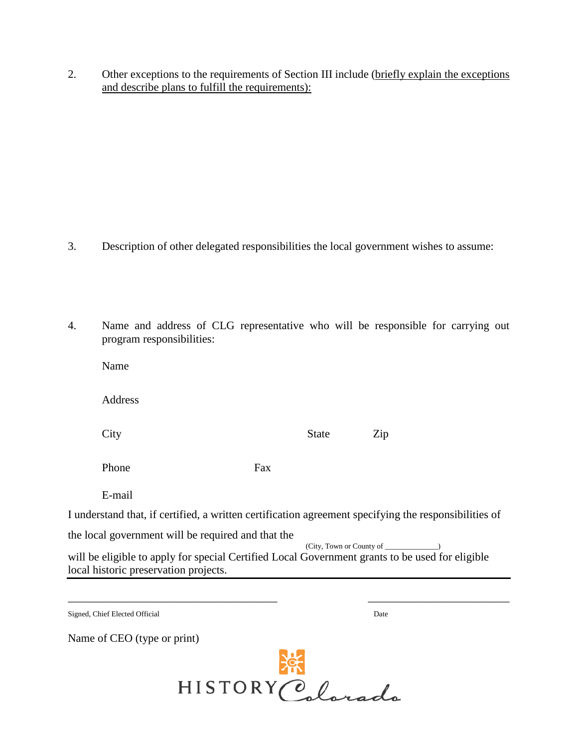2. Other exceptions to the requirements of Section III include (briefly explain the exceptions and describe plans to fulfill the requirements):

3. Description of other delegated responsibilities the local government wishes to assume:

4. Name and address of CLG representative who will be responsible for carrying out program responsibilities:

   Name

   Address

   City State Zip

   Phone Fax

   E-mail

I understand that, if certified, a written certification agreement specifying the responsibilities of the local government will be required and that the (City, Town or County of _____________) will be eligible to apply for special Certified Local Government grants to be used for eligible local historic preservation projects.

_______________________________________ _________________________

Signed, Chief Elected Official Date

Name of CEO (type or print)

HISTORY Colorado